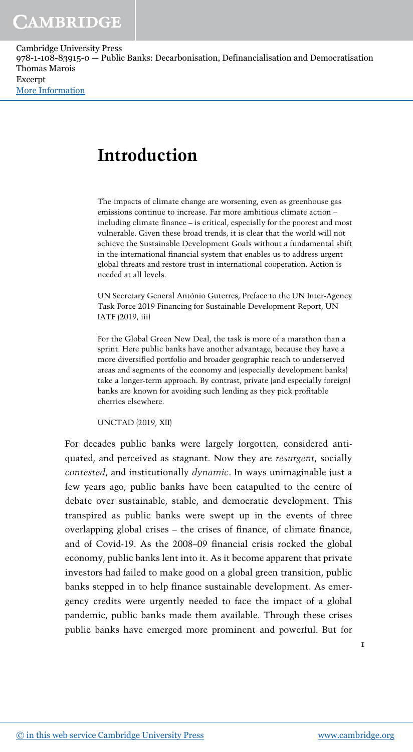# Introduction

> The impacts of climate change are worsening, even as greenhouse gas emissions continue to increase. Far more ambitious climate action – including climate finance – is critical, especially for the poorest and most vulnerable. Given these broad trends, it is clear that the world will not achieve the Sustainable Development Goals without a fundamental shift in the international financial system that enables us to address urgent global threats and restore trust in international cooperation. Action is needed at all levels.
>
> UN Secretary General António Guterres, Preface to the UN Inter-Agency Task Force 2019 Financing for Sustainable Development Report, UN IATF (2019, iii)

> For the Global Green New Deal, the task is more of a marathon than a sprint. Here public banks have another advantage, because they have a more diversified portfolio and broader geographic reach to underserved areas and segments of the economy and (especially development banks) take a longer-term approach. By contrast, private (and especially foreign) banks are known for avoiding such lending as they pick profitable cherries elsewhere.
>
> UNCTAD (2019, XII)

For decades public banks were largely forgotten, considered antiquated, and perceived as stagnant. Now they are *resurgent*, socially *contested*, and institutionally *dynamic*. In ways unimaginable just a few years ago, public banks have been catapulted to the centre of debate over sustainable, stable, and democratic development. This transpired as public banks were swept up in the events of three overlapping global crises – the crises of finance, of climate finance, and of Covid-19. As the 2008–09 financial crisis rocked the global economy, public banks lent into it. As it become apparent that private investors had failed to make good on a global green transition, public banks stepped in to help finance sustainable development. As emergency credits were urgently needed to face the impact of a global pandemic, public banks made them available. Through these crises public banks have emerged more prominent and powerful. But for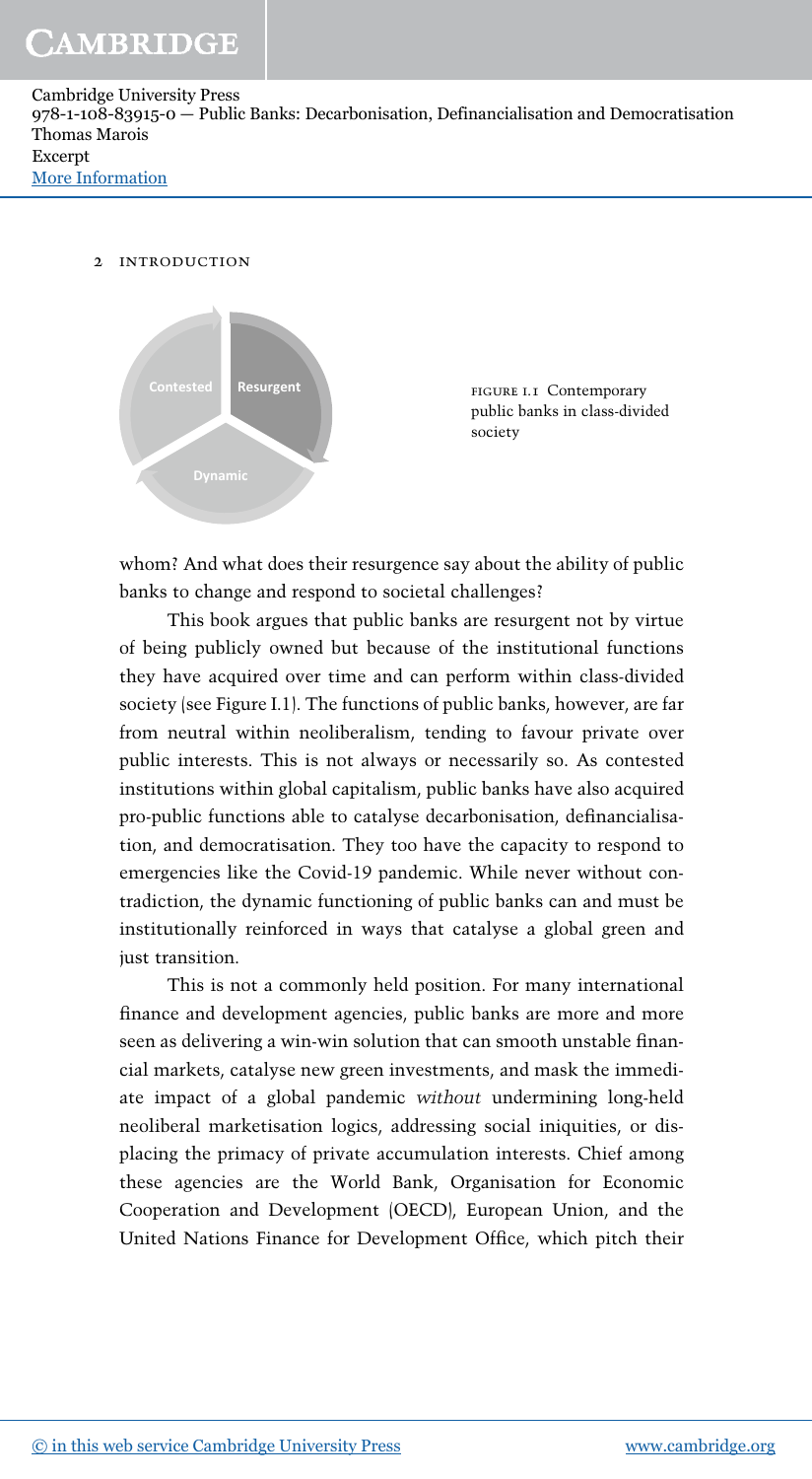FIGURE I.1 Contemporary public banks in class-divided society

whom? And what does their resurgence say about the ability of public banks to change and respond to societal challenges?

This book argues that public banks are resurgent not by virtue of being publicly owned but because of the institutional functions they have acquired over time and can perform within class-divided society (see Figure I.1). The functions of public banks, however, are far from neutral within neoliberalism, tending to favour private over public interests. This is not always or necessarily so. As contested institutions within global capitalism, public banks have also acquired pro-public functions able to catalyse decarbonisation, definancialisation, and democratisation. They too have the capacity to respond to emergencies like the Covid-19 pandemic. While never without contradiction, the dynamic functioning of public banks can and must be institutionally reinforced in ways that catalyse a global green and just transition.

This is not a commonly held position. For many international finance and development agencies, public banks are more and more seen as delivering a win-win solution that can smooth unstable financial markets, catalyse new green investments, and mask the immediate impact of a global pandemic *without* undermining long-held neoliberal marketisation logics, addressing social iniquities, or displacing the primacy of private accumulation interests. Chief among these agencies are the World Bank, Organisation for Economic Cooperation and Development (OECD), European Union, and the United Nations Finance for Development Office, which pitch their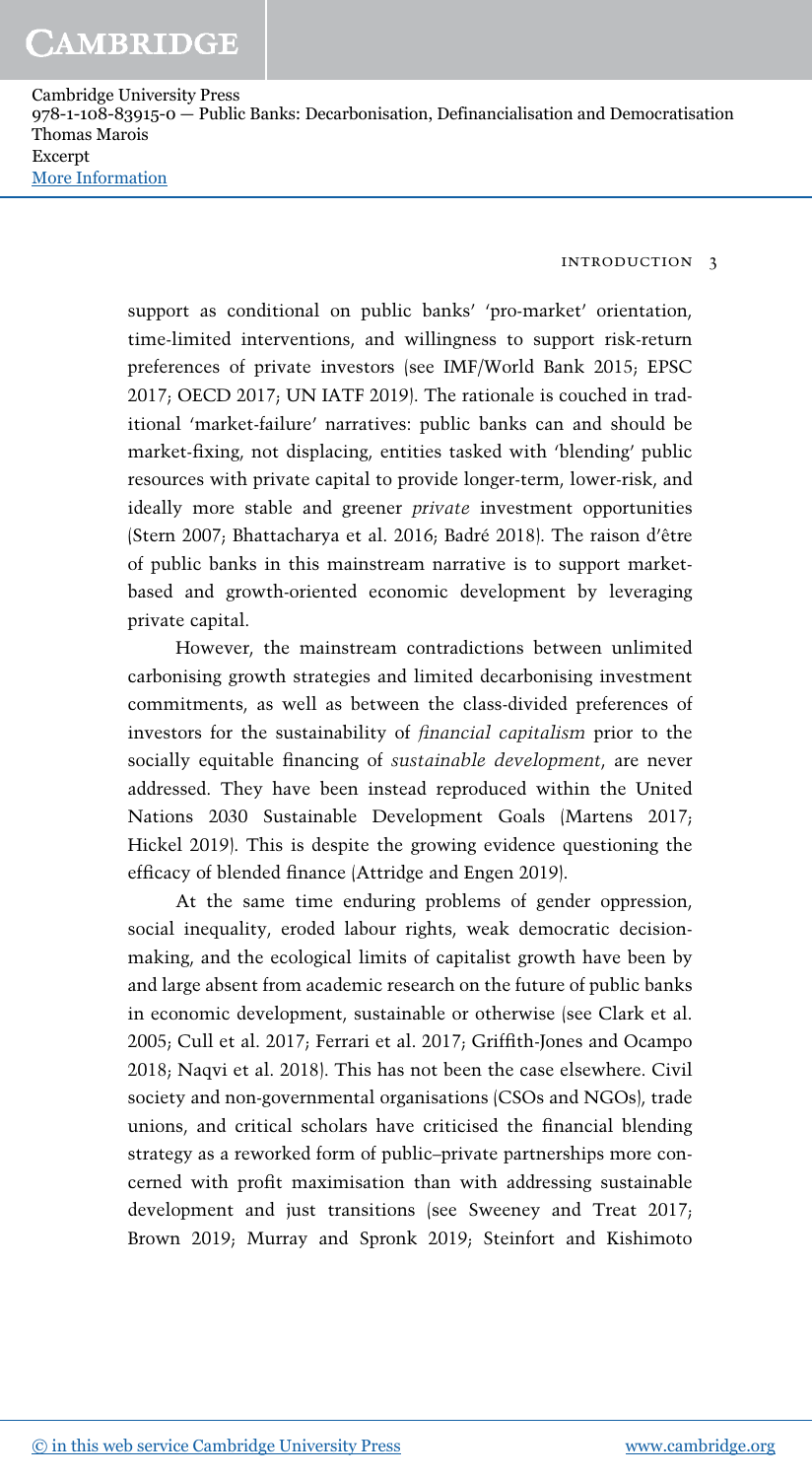support as conditional on public banks' 'pro-market' orientation, time-limited interventions, and willingness to support risk-return preferences of private investors (see IMF/World Bank 2015; EPSC 2017; OECD 2017; UN IATF 2019). The rationale is couched in traditional 'market-failure' narratives: public banks can and should be market-fixing, not displacing, entities tasked with 'blending' public resources with private capital to provide longer-term, lower-risk, and ideally more stable and greener *private* investment opportunities (Stern 2007; Bhattacharya et al. 2016; Badré 2018). The raison d'être of public banks in this mainstream narrative is to support market-based and growth-oriented economic development by leveraging private capital.

However, the mainstream contradictions between unlimited carbonising growth strategies and limited decarbonising investment commitments, as well as between the class-divided preferences of investors for the sustainability of *financial capitalism* prior to the socially equitable financing of *sustainable development*, are never addressed. They have been instead reproduced within the United Nations 2030 Sustainable Development Goals (Martens 2017; Hickel 2019). This is despite the growing evidence questioning the efficacy of blended finance (Attridge and Engen 2019).

At the same time enduring problems of gender oppression, social inequality, eroded labour rights, weak democratic decision-making, and the ecological limits of capitalist growth have been by and large absent from academic research on the future of public banks in economic development, sustainable or otherwise (see Clark et al. 2005; Cull et al. 2017; Ferrari et al. 2017; Griffith-Jones and Ocampo 2018; Naqvi et al. 2018). This has not been the case elsewhere. Civil society and non-governmental organisations (CSOs and NGOs), trade unions, and critical scholars have criticised the financial blending strategy as a reworked form of public–private partnerships more concerned with profit maximisation than with addressing sustainable development and just transitions (see Sweeney and Treat 2017; Brown 2019; Murray and Spronk 2019; Steinfort and Kishimoto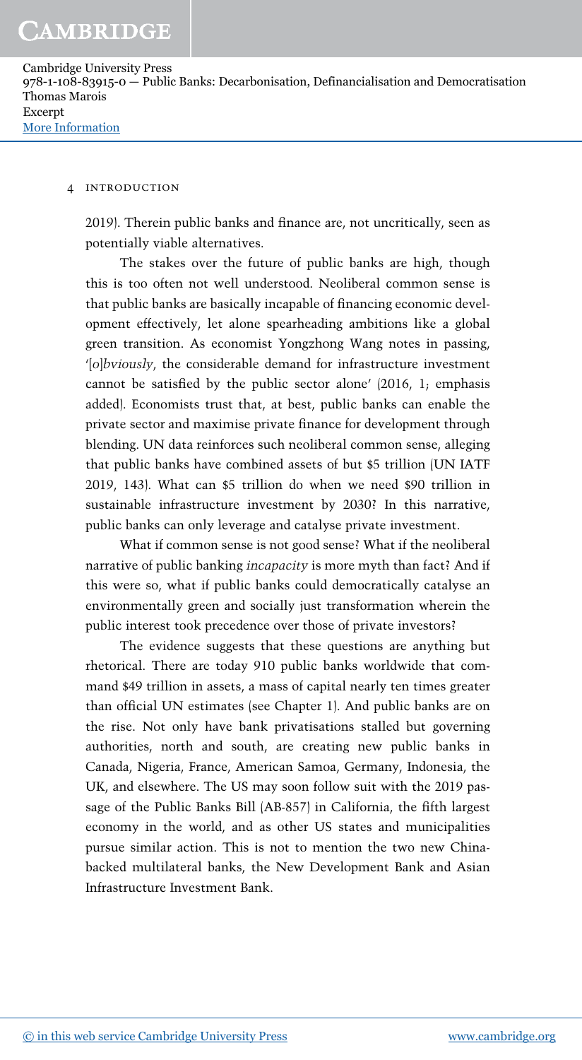2019). Therein public banks and finance are, not uncritically, seen as potentially viable alternatives.

The stakes over the future of public banks are high, though this is too often not well understood. Neoliberal common sense is that public banks are basically incapable of financing economic development effectively, let alone spearheading ambitions like a global green transition. As economist Yongzhong Wang notes in passing, '[*o*]*bviously*, the considerable demand for infrastructure investment cannot be satisfied by the public sector alone' (2016, 1; emphasis added). Economists trust that, at best, public banks can enable the private sector and maximise private finance for development through blending. UN data reinforces such neoliberal common sense, alleging that public banks have combined assets of but $5 trillion (UN IATF 2019, 143). What can $5 trillion do when we need $90 trillion in sustainable infrastructure investment by 2030? In this narrative, public banks can only leverage and catalyse private investment.

What if common sense is not good sense? What if the neoliberal narrative of public banking *incapacity* is more myth than fact? And if this were so, what if public banks could democratically catalyse an environmentally green and socially just transformation wherein the public interest took precedence over those of private investors?

The evidence suggests that these questions are anything but rhetorical. There are today 910 public banks worldwide that command $49 trillion in assets, a mass of capital nearly ten times greater than official UN estimates (see Chapter 1). And public banks are on the rise. Not only have bank privatisations stalled but governing authorities, north and south, are creating new public banks in Canada, Nigeria, France, American Samoa, Germany, Indonesia, the UK, and elsewhere. The US may soon follow suit with the 2019 passage of the Public Banks Bill (AB-857) in California, the fifth largest economy in the world, and as other US states and municipalities pursue similar action. This is not to mention the two new China-backed multilateral banks, the New Development Bank and Asian Infrastructure Investment Bank.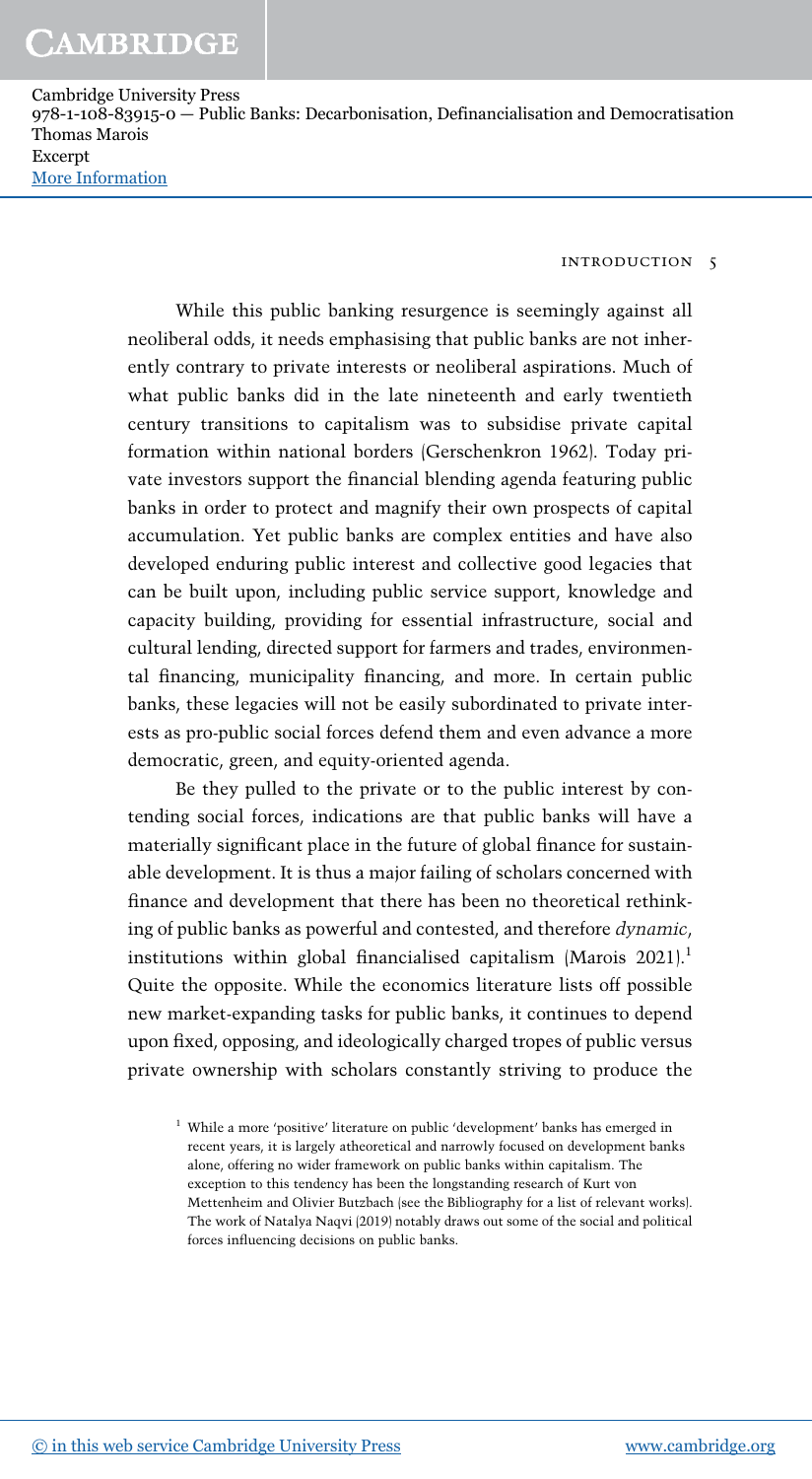While this public banking resurgence is seemingly against all neoliberal odds, it needs emphasising that public banks are not inherently contrary to private interests or neoliberal aspirations. Much of what public banks did in the late nineteenth and early twentieth century transitions to capitalism was to subsidise private capital formation within national borders (Gerschenkron 1962). Today private investors support the financial blending agenda featuring public banks in order to protect and magnify their own prospects of capital accumulation. Yet public banks are complex entities and have also developed enduring public interest and collective good legacies that can be built upon, including public service support, knowledge and capacity building, providing for essential infrastructure, social and cultural lending, directed support for farmers and trades, environmental financing, municipality financing, and more. In certain public banks, these legacies will not be easily subordinated to private interests as pro-public social forces defend them and even advance a more democratic, green, and equity-oriented agenda.

Be they pulled to the private or to the public interest by contending social forces, indications are that public banks will have a materially significant place in the future of global finance for sustainable development. It is thus a major failing of scholars concerned with finance and development that there has been no theoretical rethinking of public banks as powerful and contested, and therefore *dynamic*, institutions within global financialised capitalism (Marois 2021).[1] Quite the opposite. While the economics literature lists off possible new market-expanding tasks for public banks, it continues to depend upon fixed, opposing, and ideologically charged tropes of public versus private ownership with scholars constantly striving to produce the

[1] While a more 'positive' literature on public 'development' banks has emerged in recent years, it is largely atheoretical and narrowly focused on development banks alone, offering no wider framework on public banks within capitalism. The exception to this tendency has been the longstanding research of Kurt von Mettenheim and Olivier Butzbach (see the Bibliography for a list of relevant works). The work of Natalya Naqvi (2019) notably draws out some of the social and political forces influencing decisions on public banks.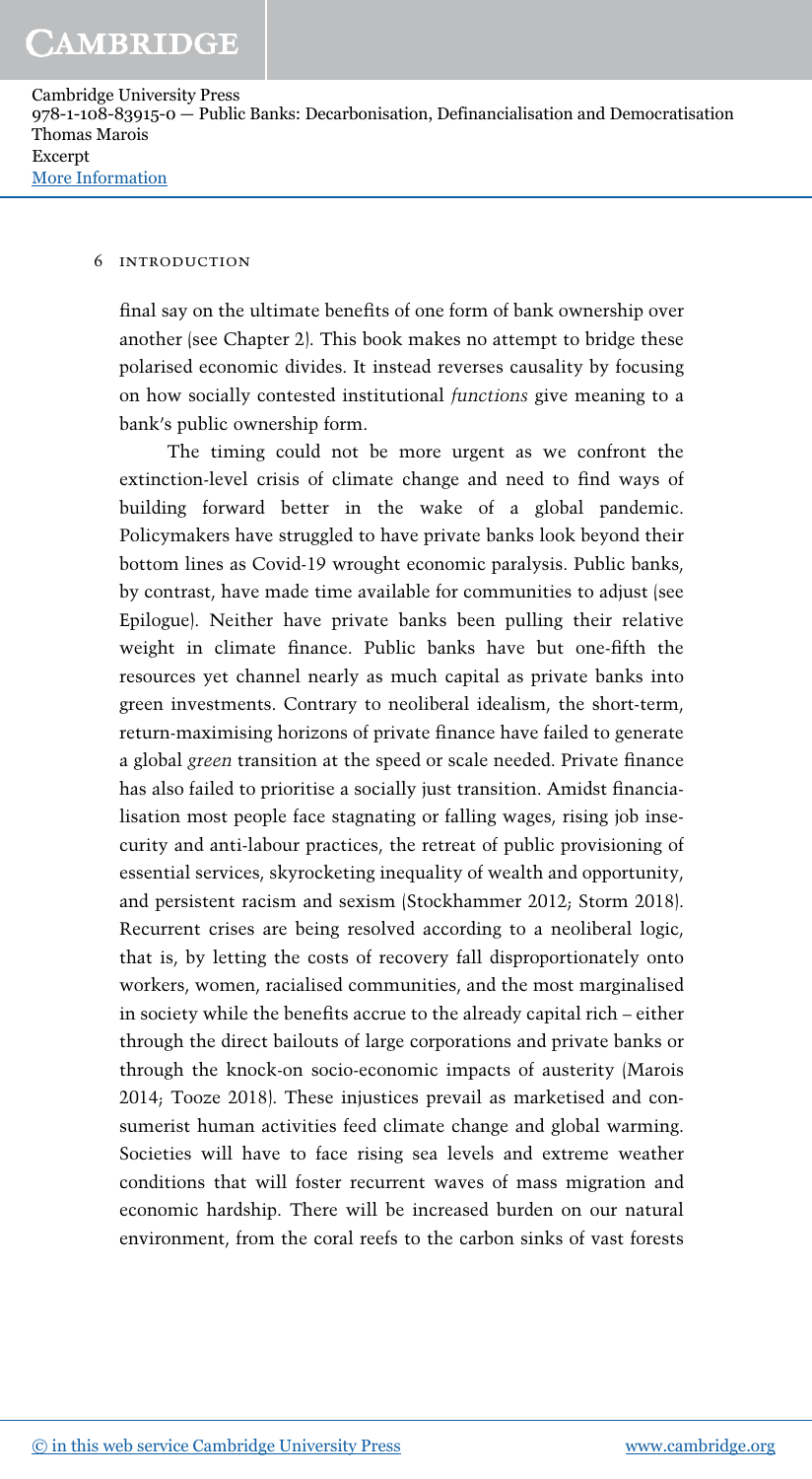final say on the ultimate benefits of one form of bank ownership over another (see Chapter 2). This book makes no attempt to bridge these polarised economic divides. It instead reverses causality by focusing on how socially contested institutional *functions* give meaning to a bank's public ownership form.

The timing could not be more urgent as we confront the extinction-level crisis of climate change and need to find ways of building forward better in the wake of a global pandemic. Policymakers have struggled to have private banks look beyond their bottom lines as Covid-19 wrought economic paralysis. Public banks, by contrast, have made time available for communities to adjust (see Epilogue). Neither have private banks been pulling their relative weight in climate finance. Public banks have but one-fifth the resources yet channel nearly as much capital as private banks into green investments. Contrary to neoliberal idealism, the short-term, return-maximising horizons of private finance have failed to generate a global *green* transition at the speed or scale needed. Private finance has also failed to prioritise a socially just transition. Amidst financialisation most people face stagnating or falling wages, rising job insecurity and anti-labour practices, the retreat of public provisioning of essential services, skyrocketing inequality of wealth and opportunity, and persistent racism and sexism (Stockhammer 2012; Storm 2018). Recurrent crises are being resolved according to a neoliberal logic, that is, by letting the costs of recovery fall disproportionately onto workers, women, racialised communities, and the most marginalised in society while the benefits accrue to the already capital rich – either through the direct bailouts of large corporations and private banks or through the knock-on socio-economic impacts of austerity (Marois 2014; Tooze 2018). These injustices prevail as marketised and consumerist human activities feed climate change and global warming. Societies will have to face rising sea levels and extreme weather conditions that will foster recurrent waves of mass migration and economic hardship. There will be increased burden on our natural environment, from the coral reefs to the carbon sinks of vast forests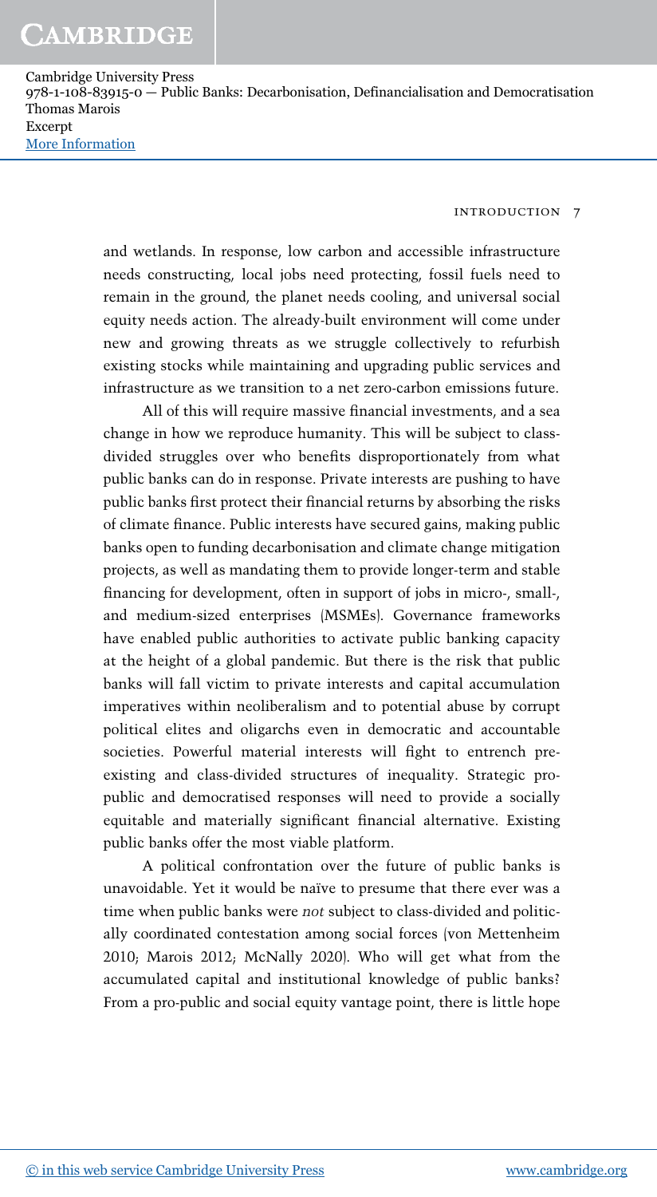and wetlands. In response, low carbon and accessible infrastructure needs constructing, local jobs need protecting, fossil fuels need to remain in the ground, the planet needs cooling, and universal social equity needs action. The already-built environment will come under new and growing threats as we struggle collectively to refurbish existing stocks while maintaining and upgrading public services and infrastructure as we transition to a net zero-carbon emissions future.

All of this will require massive financial investments, and a sea change in how we reproduce humanity. This will be subject to class-divided struggles over who benefits disproportionately from what public banks can do in response. Private interests are pushing to have public banks first protect their financial returns by absorbing the risks of climate finance. Public interests have secured gains, making public banks open to funding decarbonisation and climate change mitigation projects, as well as mandating them to provide longer-term and stable financing for development, often in support of jobs in micro-, small-, and medium-sized enterprises (MSMEs). Governance frameworks have enabled public authorities to activate public banking capacity at the height of a global pandemic. But there is the risk that public banks will fall victim to private interests and capital accumulation imperatives within neoliberalism and to potential abuse by corrupt political elites and oligarchs even in democratic and accountable societies. Powerful material interests will fight to entrench pre-existing and class-divided structures of inequality. Strategic pro-public and democratised responses will need to provide a socially equitable and materially significant financial alternative. Existing public banks offer the most viable platform.

A political confrontation over the future of public banks is unavoidable. Yet it would be naïve to presume that there ever was a time when public banks were *not* subject to class-divided and politically coordinated contestation among social forces (von Mettenheim 2010; Marois 2012; McNally 2020). Who will get what from the accumulated capital and institutional knowledge of public banks? From a pro-public and social equity vantage point, there is little hope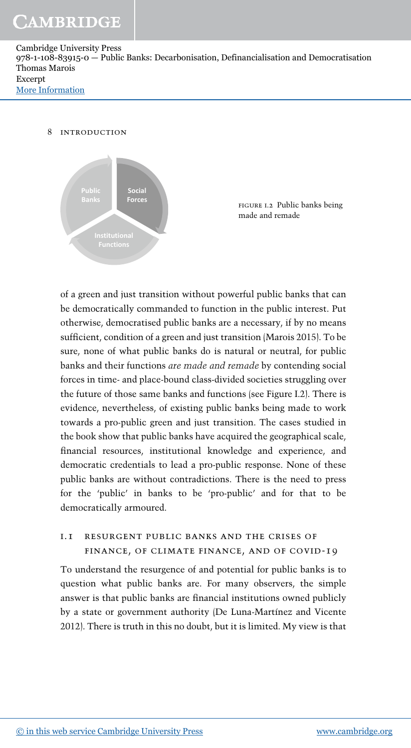FIGURE I.2 Public banks being made and remade

of a green and just transition without powerful public banks that can be democratically commanded to function in the public interest. Put otherwise, democratised public banks are a necessary, if by no means sufficient, condition of a green and just transition (Marois 2015). To be sure, none of what public banks do is natural or neutral, for public banks and their functions *are made and remade* by contending social forces in time- and place-bound class-divided societies struggling over the future of those same banks and functions (see Figure I.2). There is evidence, nevertheless, of existing public banks being made to work towards a pro-public green and just transition. The cases studied in the book show that public banks have acquired the geographical scale, financial resources, institutional knowledge and experience, and democratic credentials to lead a pro-public response. None of these public banks are without contradictions. There is the need to press for the 'public' in banks to be 'pro-public' and for that to be democratically armoured.

## I.1 RESURGENT PUBLIC BANKS AND THE CRISES OF FINANCE, OF CLIMATE FINANCE, AND OF COVID-19

To understand the resurgence of and potential for public banks is to question what public banks are. For many observers, the simple answer is that public banks are financial institutions owned publicly by a state or government authority (De Luna-Martínez and Vicente 2012). There is truth in this no doubt, but it is limited. My view is that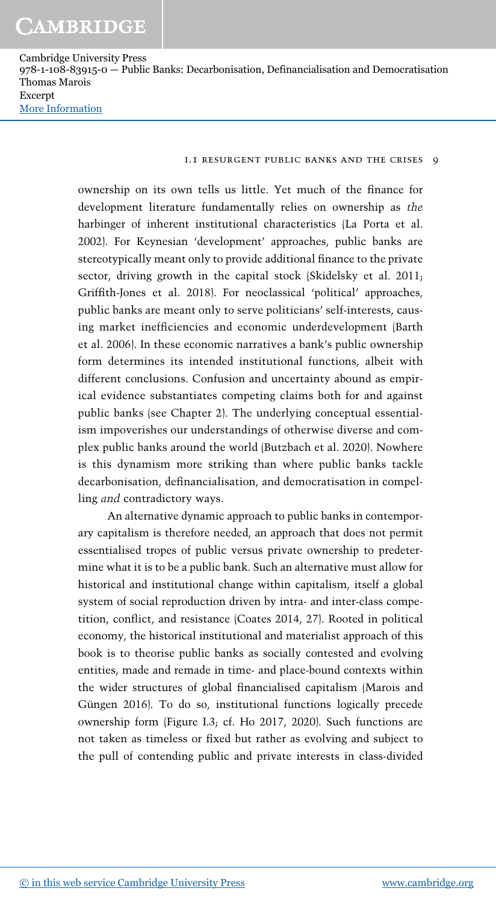ownership on its own tells us little. Yet much of the finance for development literature fundamentally relies on ownership as *the* harbinger of inherent institutional characteristics (La Porta et al. 2002). For Keynesian 'development' approaches, public banks are stereotypically meant only to provide additional finance to the private sector, driving growth in the capital stock (Skidelsky et al. 2011; Griffith-Jones et al. 2018). For neoclassical 'political' approaches, public banks are meant only to serve politicians' self-interests, causing market inefficiencies and economic underdevelopment (Barth et al. 2006). In these economic narratives a bank's public ownership form determines its intended institutional functions, albeit with different conclusions. Confusion and uncertainty abound as empirical evidence substantiates competing claims both for and against public banks (see Chapter 2). The underlying conceptual essentialism impoverishes our understandings of otherwise diverse and complex public banks around the world (Butzbach et al. 2020). Nowhere is this dynamism more striking than where public banks tackle decarbonisation, definancialisation, and democratisation in compelling *and* contradictory ways.

An alternative dynamic approach to public banks in contemporary capitalism is therefore needed, an approach that does not permit essentialised tropes of public versus private ownership to predetermine what it is to be a public bank. Such an alternative must allow for historical and institutional change within capitalism, itself a global system of social reproduction driven by intra- and inter-class competition, conflict, and resistance (Coates 2014, 27). Rooted in political economy, the historical institutional and materialist approach of this book is to theorise public banks as socially contested and evolving entities, made and remade in time- and place-bound contexts within the wider structures of global financialised capitalism (Marois and Güngen 2016). To do so, institutional functions logically precede ownership form (Figure I.3; cf. Ho 2017, 2020). Such functions are not taken as timeless or fixed but rather as evolving and subject to the pull of contending public and private interests in class-divided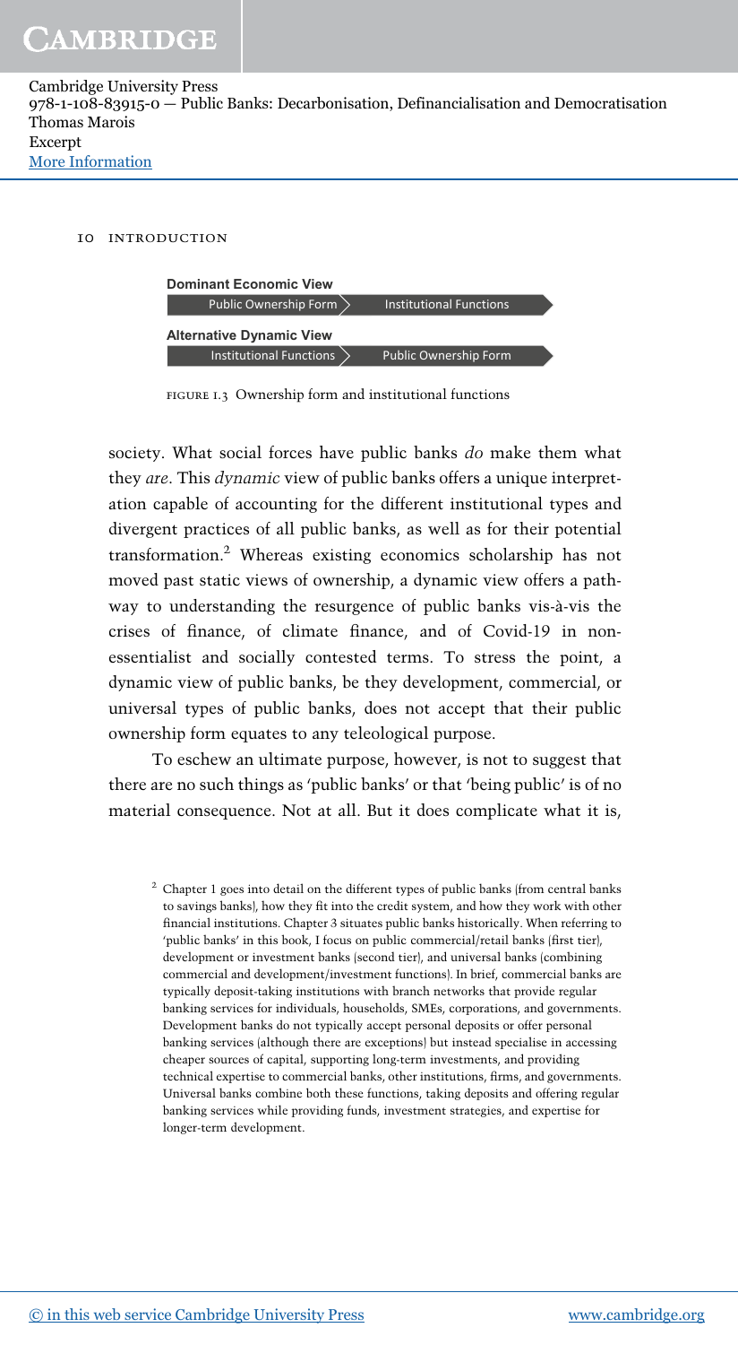**Dominant Economic View**

Public Ownership Form → Institutional Functions

**Alternative Dynamic View**

Institutional Functions → Public Ownership Form

FIGURE I.3 Ownership form and institutional functions

society. What social forces have public banks *do* make them what they *are*. This *dynamic* view of public banks offers a unique interpretation capable of accounting for the different institutional types and divergent practices of all public banks, as well as for their potential transformation.[2] Whereas existing economics scholarship has not moved past static views of ownership, a dynamic view offers a pathway to understanding the resurgence of public banks vis-à-vis the crises of finance, of climate finance, and of Covid-19 in non-essentialist and socially contested terms. To stress the point, a dynamic view of public banks, be they development, commercial, or universal types of public banks, does not accept that their public ownership form equates to any teleological purpose.

To eschew an ultimate purpose, however, is not to suggest that there are no such things as 'public banks' or that 'being public' is of no material consequence. Not at all. But it does complicate what it is,

[2] Chapter 1 goes into detail on the different types of public banks (from central banks to savings banks), how they fit into the credit system, and how they work with other financial institutions. Chapter 3 situates public banks historically. When referring to 'public banks' in this book, I focus on public commercial/retail banks (first tier), development or investment banks (second tier), and universal banks (combining commercial and development/investment functions). In brief, commercial banks are typically deposit-taking institutions with branch networks that provide regular banking services for individuals, households, SMEs, corporations, and governments. Development banks do not typically accept personal deposits or offer personal banking services (although there are exceptions) but instead specialise in accessing cheaper sources of capital, supporting long-term investments, and providing technical expertise to commercial banks, other institutions, firms, and governments. Universal banks combine both these functions, taking deposits and offering regular banking services while providing funds, investment strategies, and expertise for longer-term development.